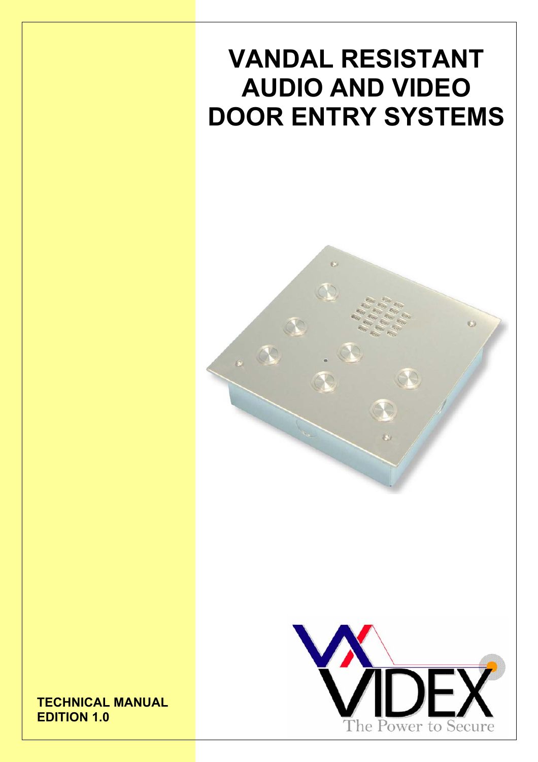# VANDAL RESISTANT AUDIO AND VIDEO DOOR ENTRY SYSTEMS

**TECHNICAL MANUAL**
**EDITION 1.0**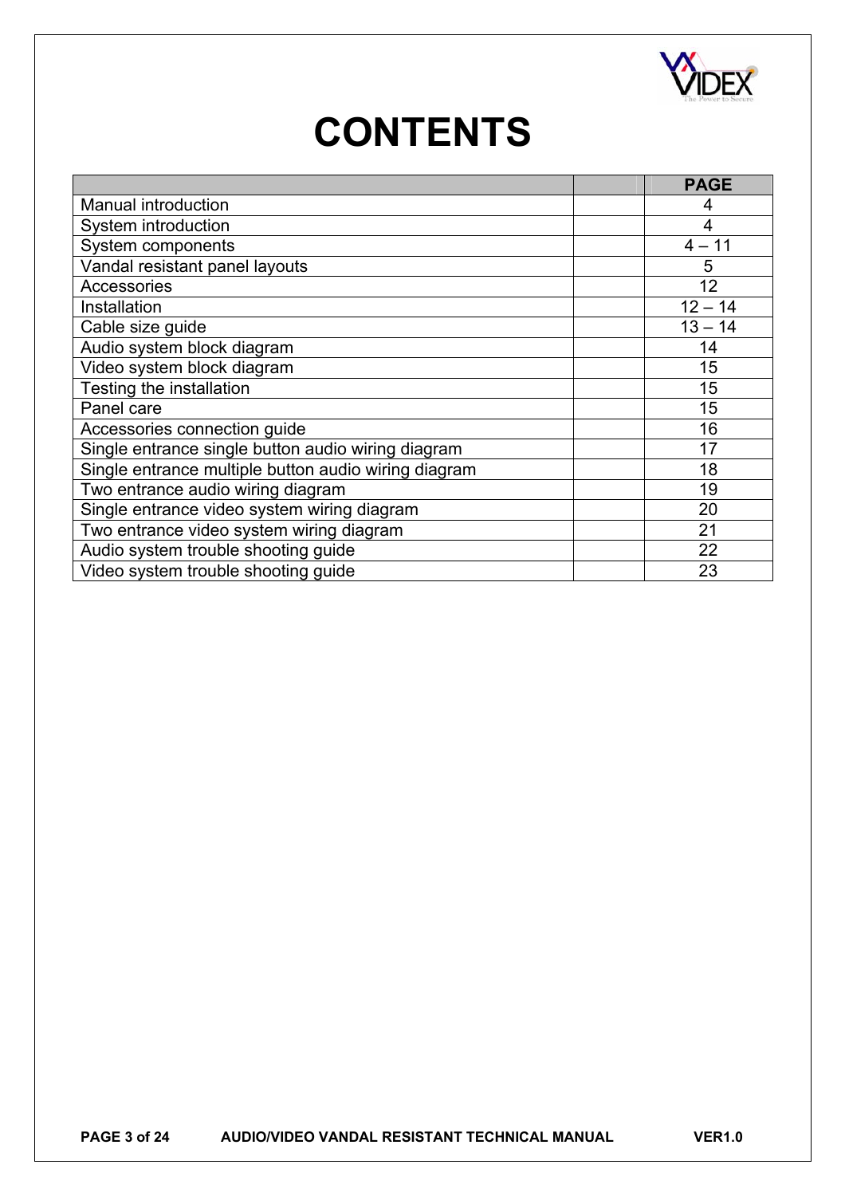# CONTENTS

| | | PAGE |
|---|---|---|
| Manual introduction | | 4 |
| System introduction | | 4 |
| System components | | 4 – 11 |
| Vandal resistant panel layouts | | 5 |
| Accessories | | 12 |
| Installation | | 12 – 14 |
| Cable size guide | | 13 – 14 |
| Audio system block diagram | | 14 |
| Video system block diagram | | 15 |
| Testing the installation | | 15 |
| Panel care | | 15 |
| Accessories connection guide | | 16 |
| Single entrance single button audio wiring diagram | | 17 |
| Single entrance multiple button audio wiring diagram | | 18 |
| Two entrance audio wiring diagram | | 19 |
| Single entrance video system wiring diagram | | 20 |
| Two entrance video system wiring diagram | | 21 |
| Audio system trouble shooting guide | | 22 |
| Video system trouble shooting guide | | 23 |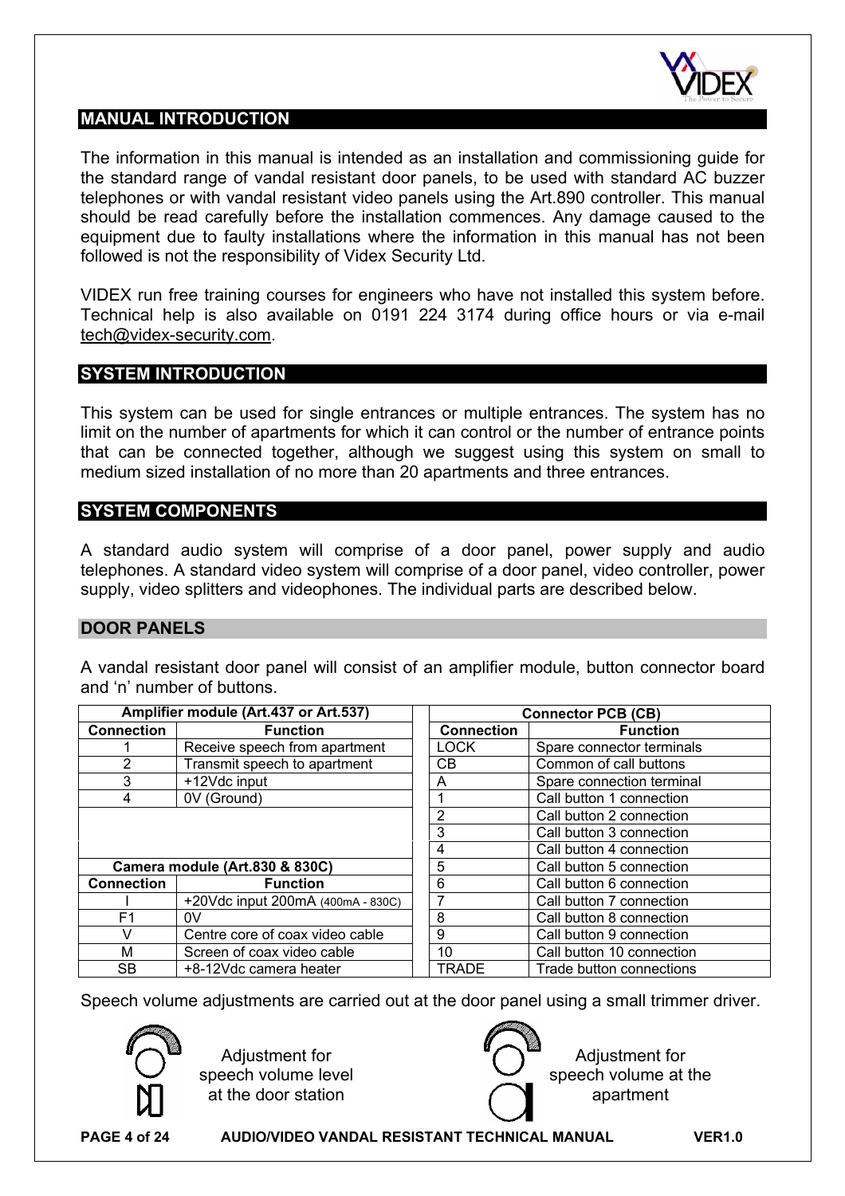## MANUAL INTRODUCTION

The information in this manual is intended as an installation and commissioning guide for the standard range of vandal resistant door panels, to be used with standard AC buzzer telephones or with vandal resistant video panels using the Art.890 controller. This manual should be read carefully before the installation commences. Any damage caused to the equipment due to faulty installations where the information in this manual has not been followed is not the responsibility of Videx Security Ltd.

VIDEX run free training courses for engineers who have not installed this system before. Technical help is also available on 0191 224 3174 during office hours or via e-mail tech@videx-security.com.

## SYSTEM INTRODUCTION

This system can be used for single entrances or multiple entrances. The system has no limit on the number of apartments for which it can control or the number of entrance points that can be connected together, although we suggest using this system on small to medium sized installation of no more than 20 apartments and three entrances.

## SYSTEM COMPONENTS

A standard audio system will comprise of a door panel, power supply and audio telephones. A standard video system will comprise of a door panel, video controller, power supply, video splitters and videophones. The individual parts are described below.

### DOOR PANELS

A vandal resistant door panel will consist of an amplifier module, button connector board and 'n' number of buttons.

**Amplifier module (Art.437 or Art.537)**

| Connection | Function |
|---|---|
| 1 | Receive speech from apartment |
| 2 | Transmit speech to apartment |
| 3 | +12Vdc input |
| 4 | 0V (Ground) |

**Camera module (Art.830 & 830C)**

| Connection | Function |
|---|---|
| I | +20Vdc input 200mA (400mA - 830C) |
| F1 | 0V |
| V | Centre core of coax video cable |
| M | Screen of coax video cable |
| SB | +8-12Vdc camera heater |

**Connector PCB (CB)**

| Connection | Function |
|---|---|
| LOCK | Spare connector terminals |
| CB | Common of call buttons |
| A | Spare connection terminal |
| 1 | Call button 1 connection |
| 2 | Call button 2 connection |
| 3 | Call button 3 connection |
| 4 | Call button 4 connection |
| 5 | Call button 5 connection |
| 6 | Call button 6 connection |
| 7 | Call button 7 connection |
| 8 | Call button 8 connection |
| 9 | Call button 9 connection |
| 10 | Call button 10 connection |
| TRADE | Trade button connections |

Speech volume adjustments are carried out at the door panel using a small trimmer driver.

Adjustment for speech volume level at the door station

Adjustment for speech volume at the apartment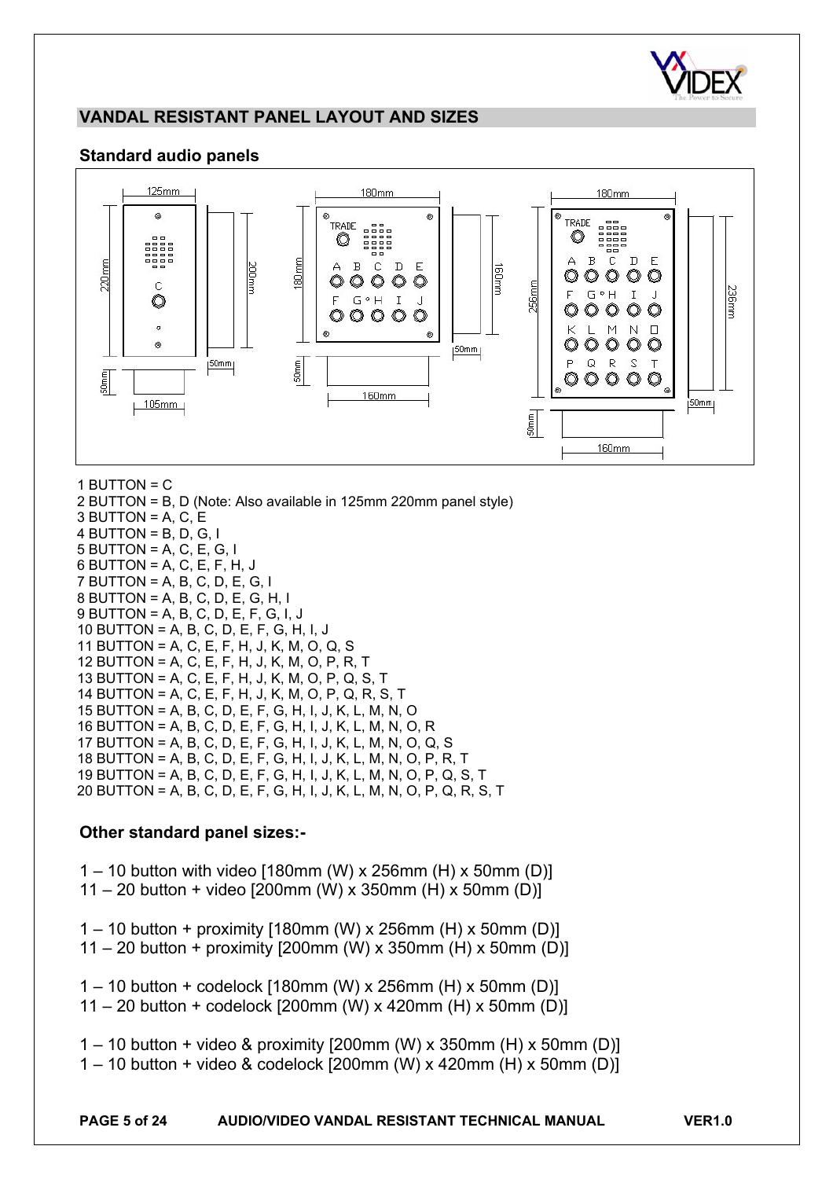## VANDAL RESISTANT PANEL LAYOUT AND SIZES

### Standard audio panels

1 BUTTON = C
2 BUTTON = B, D (Note: Also available in 125mm 220mm panel style)
3 BUTTON = A, C, E
4 BUTTON = B, D, G, I
5 BUTTON = A, C, E, G, I
6 BUTTON = A, C, E, F, H, J
7 BUTTON = A, B, C, D, E, G, I
8 BUTTON = A, B, C, D, E, G, H, I
9 BUTTON = A, B, C, D, E, F, G, I, J
10 BUTTON = A, B, C, D, E, F, G, H, I, J
11 BUTTON = A, C, E, F, H, J, K, M, O, Q, S
12 BUTTON = A, C, E, F, H, J, K, M, O, P, R, T
13 BUTTON = A, C, E, F, H, J, K, M, O, P, Q, S, T
14 BUTTON = A, C, E, F, H, J, K, M, O, P, Q, R, S, T
15 BUTTON = A, B, C, D, E, F, G, H, I, J, K, L, M, N, O
16 BUTTON = A, B, C, D, E, F, G, H, I, J, K, L, M, N, O, R
17 BUTTON = A, B, C, D, E, F, G, H, I, J, K, L, M, N, O, Q, S
18 BUTTON = A, B, C, D, E, F, G, H, I, J, K, L, M, N, O, P, R, T
19 BUTTON = A, B, C, D, E, F, G, H, I, J, K, L, M, N, O, P, Q, S, T
20 BUTTON = A, B, C, D, E, F, G, H, I, J, K, L, M, N, O, P, Q, R, S, T

### Other standard panel sizes:-

1 – 10 button with video [180mm (W) x 256mm (H) x 50mm (D)]
11 – 20 button + video [200mm (W) x 350mm (H) x 50mm (D)]

1 – 10 button + proximity [180mm (W) x 256mm (H) x 50mm (D)]
11 – 20 button + proximity [200mm (W) x 350mm (H) x 50mm (D)]

1 – 10 button + codelock [180mm (W) x 256mm (H) x 50mm (D)]
11 – 20 button + codelock [200mm (W) x 420mm (H) x 50mm (D)]

1 – 10 button + video & proximity [200mm (W) x 350mm (H) x 50mm (D)]
1 – 10 button + video & codelock [200mm (W) x 420mm (H) x 50mm (D)]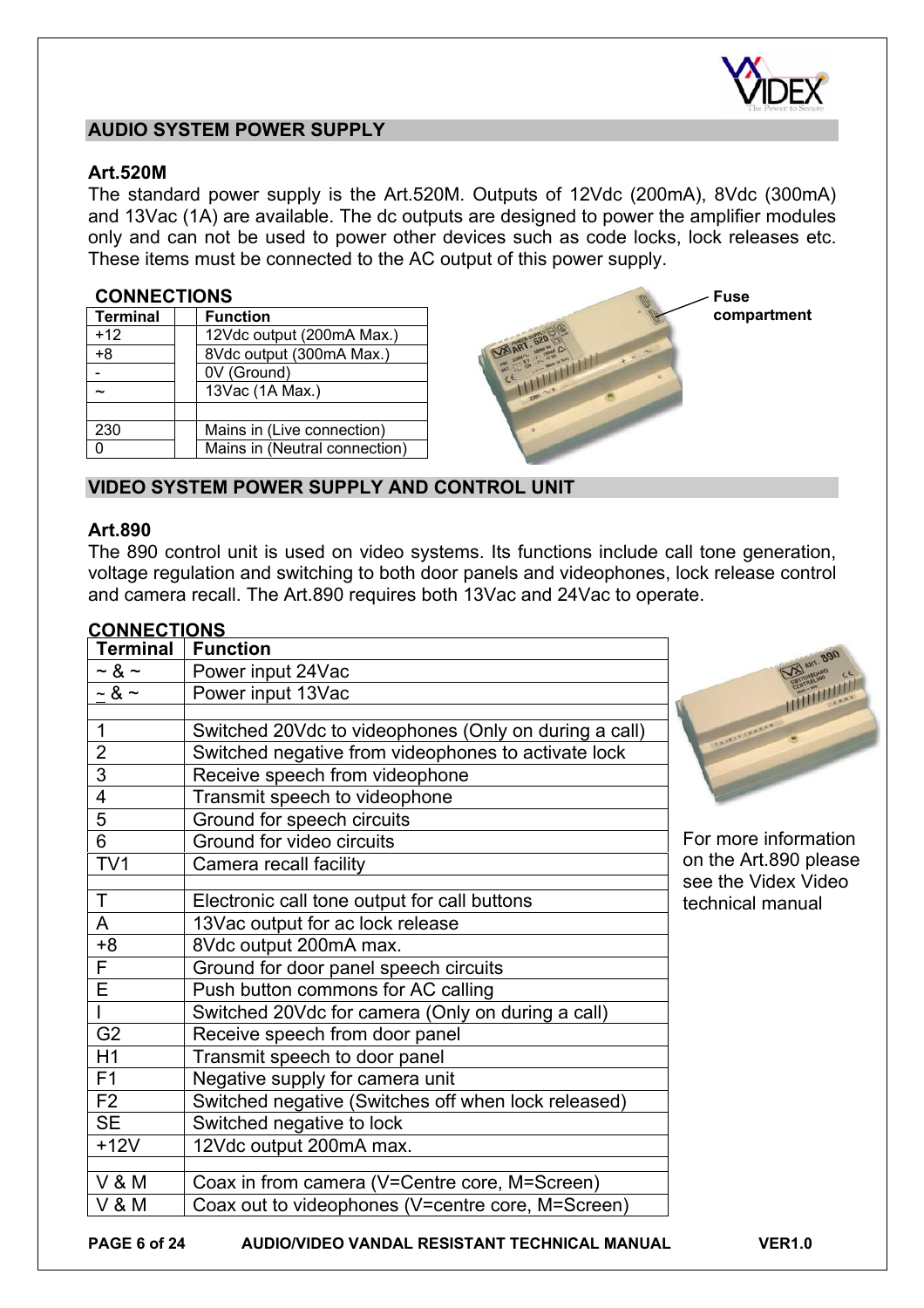## AUDIO SYSTEM POWER SUPPLY

### Art.520M

The standard power supply is the Art.520M. Outputs of 12Vdc (200mA), 8Vdc (300mA) and 13Vac (1A) are available. The dc outputs are designed to power the amplifier modules only and can not be used to power other devices such as code locks, lock releases etc. These items must be connected to the AC output of this power supply.

**CONNECTIONS**

| Terminal | | Function |
|---|---|---|
| +12 | | 12Vdc output (200mA Max.) |
| +8 | | 8Vdc output (300mA Max.) |
| - | | 0V (Ground) |
| ~ | | 13Vac (1A Max.) |
| | | |
| 230 | | Mains in (Live connection) |
| 0 | | Mains in (Neutral connection) |

Fuse compartment

## VIDEO SYSTEM POWER SUPPLY AND CONTROL UNIT

### Art.890

The 890 control unit is used on video systems. Its functions include call tone generation, voltage regulation and switching to both door panels and videophones, lock release control and camera recall. The Art.890 requires both 13Vac and 24Vac to operate.

**CONNECTIONS**

| Terminal | Function |
|---|---|
| ~ & ~ | Power input 24Vac |
| ~ & ~ | Power input 13Vac |
| | |
| 1 | Switched 20Vdc to videophones (Only on during a call) |
| 2 | Switched negative from videophones to activate lock |
| 3 | Receive speech from videophone |
| 4 | Transmit speech to videophone |
| 5 | Ground for speech circuits |
| 6 | Ground for video circuits |
| TV1 | Camera recall facility |
| | |
| T | Electronic call tone output for call buttons |
| A | 13Vac output for ac lock release |
| +8 | 8Vdc output 200mA max. |
| F | Ground for door panel speech circuits |
| E | Push button commons for AC calling |
| I | Switched 20Vdc for camera (Only on during a call) |
| G2 | Receive speech from door panel |
| H1 | Transmit speech to door panel |
| F1 | Negative supply for camera unit |
| F2 | Switched negative (Switches off when lock released) |
| SE | Switched negative to lock |
| +12V | 12Vdc output 200mA max. |
| | |
| V & M | Coax in from camera (V=Centre core, M=Screen) |
| V & M | Coax out to videophones (V=centre core, M=Screen) |

For more information on the Art.890 please see the Videx Video technical manual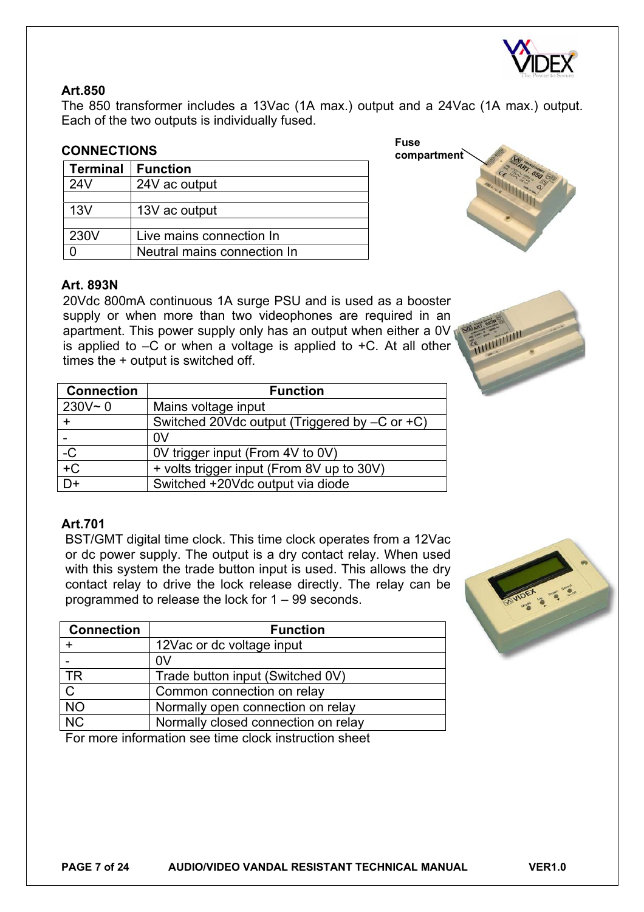## Art.850

The 850 transformer includes a 13Vac (1A max.) output and a 24Vac (1A max.) output. Each of the two outputs is individually fused.

### CONNECTIONS

| Terminal | Function |
|---|---|
| 24V | 24V ac output |
| | |
| 13V | 13V ac output |
| | |
| 230V | Live mains connection In |
| 0 | Neutral mains connection In |

Fuse compartment

## Art. 893N

20Vdc 800mA continuous 1A surge PSU and is used as a booster supply or when more than two videophones are required in an apartment. This power supply only has an output when either a 0V is applied to –C or when a voltage is applied to +C. At all other times the + output is switched off.

| Connection | Function |
|---|---|
| 230V~ 0 | Mains voltage input |
| + | Switched 20Vdc output (Triggered by –C or +C) |
| - | 0V |
| -C | 0V trigger input (From 4V to 0V) |
| +C | + volts trigger input (From 8V up to 30V) |
| D+ | Switched +20Vdc output via diode |

## Art.701

BST/GMT digital time clock. This time clock operates from a 12Vac or dc power supply. The output is a dry contact relay. When used with this system the trade button input is used. This allows the dry contact relay to drive the lock release directly. The relay can be programmed to release the lock for 1 – 99 seconds.

| Connection | Function |
|---|---|
| + | 12Vac or dc voltage input |
| - | 0V |
| TR | Trade button input (Switched 0V) |
| C | Common connection on relay |
| NO | Normally open connection on relay |
| NC | Normally closed connection on relay |

For more information see time clock instruction sheet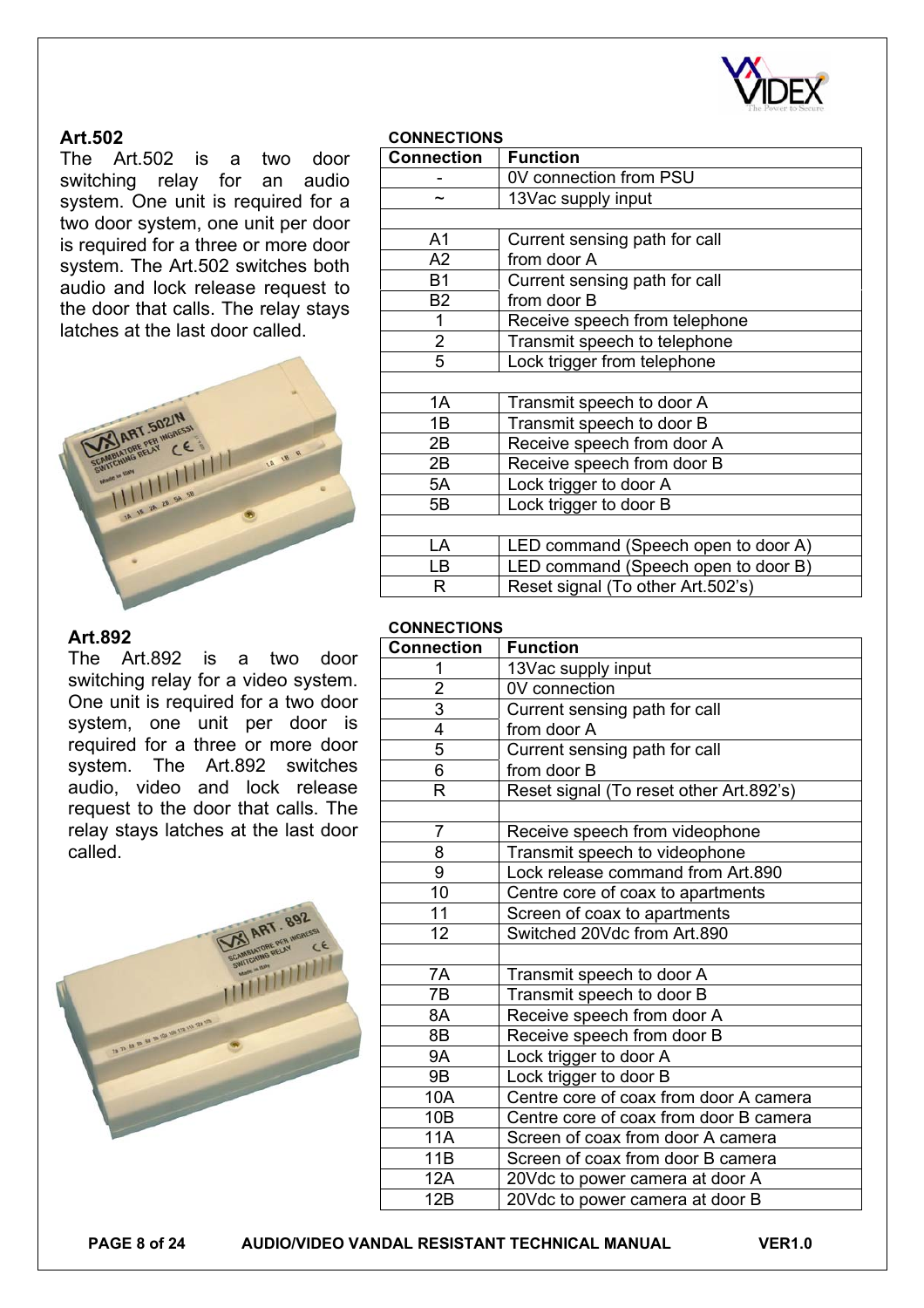## Art.502

The Art.502 is a two door switching relay for an audio system. One unit is required for a two door system, one unit per door is required for a three or more door system. The Art.502 switches both audio and lock release request to the door that calls. The relay stays latches at the last door called.

**CONNECTIONS**

| Connection | Function |
|---|---|
| - | 0V connection from PSU |
| ~ | 13Vac supply input |
| | |
| A1 | Current sensing path for call |
| A2 | from door A |
| B1 | Current sensing path for call |
| B2 | from door B |
| 1 | Receive speech from telephone |
| 2 | Transmit speech to telephone |
| 5 | Lock trigger from telephone |
| | |
| 1A | Transmit speech to door A |
| 1B | Transmit speech to door B |
| 2B | Receive speech from door A |
| 2B | Receive speech from door B |
| 5A | Lock trigger to door A |
| 5B | Lock trigger to door B |
| | |
| LA | LED command (Speech open to door A) |
| LB | LED command (Speech open to door B) |
| R | Reset signal (To other Art.502's) |

## Art.892

The Art.892 is a two door switching relay for a video system. One unit is required for a two door system, one unit per door is required for a three or more door system. The Art.892 switches audio, video and lock release request to the door that calls. The relay stays latches at the last door called.

**CONNECTIONS**

| Connection | Function |
|---|---|
| 1 | 13Vac supply input |
| 2 | 0V connection |
| 3 | Current sensing path for call |
| 4 | from door A |
| 5 | Current sensing path for call |
| 6 | from door B |
| R | Reset signal (To reset other Art.892's) |
| | |
| 7 | Receive speech from videophone |
| 8 | Transmit speech to videophone |
| 9 | Lock release command from Art.890 |
| 10 | Centre core of coax to apartments |
| 11 | Screen of coax to apartments |
| 12 | Switched 20Vdc from Art.890 |
| | |
| 7A | Transmit speech to door A |
| 7B | Transmit speech to door B |
| 8A | Receive speech from door A |
| 8B | Receive speech from door B |
| 9A | Lock trigger to door A |
| 9B | Lock trigger to door B |
| 10A | Centre core of coax from door A camera |
| 10B | Centre core of coax from door B camera |
| 11A | Screen of coax from door A camera |
| 11B | Screen of coax from door B camera |
| 12A | 20Vdc to power camera at door A |
| 12B | 20Vdc to power camera at door B |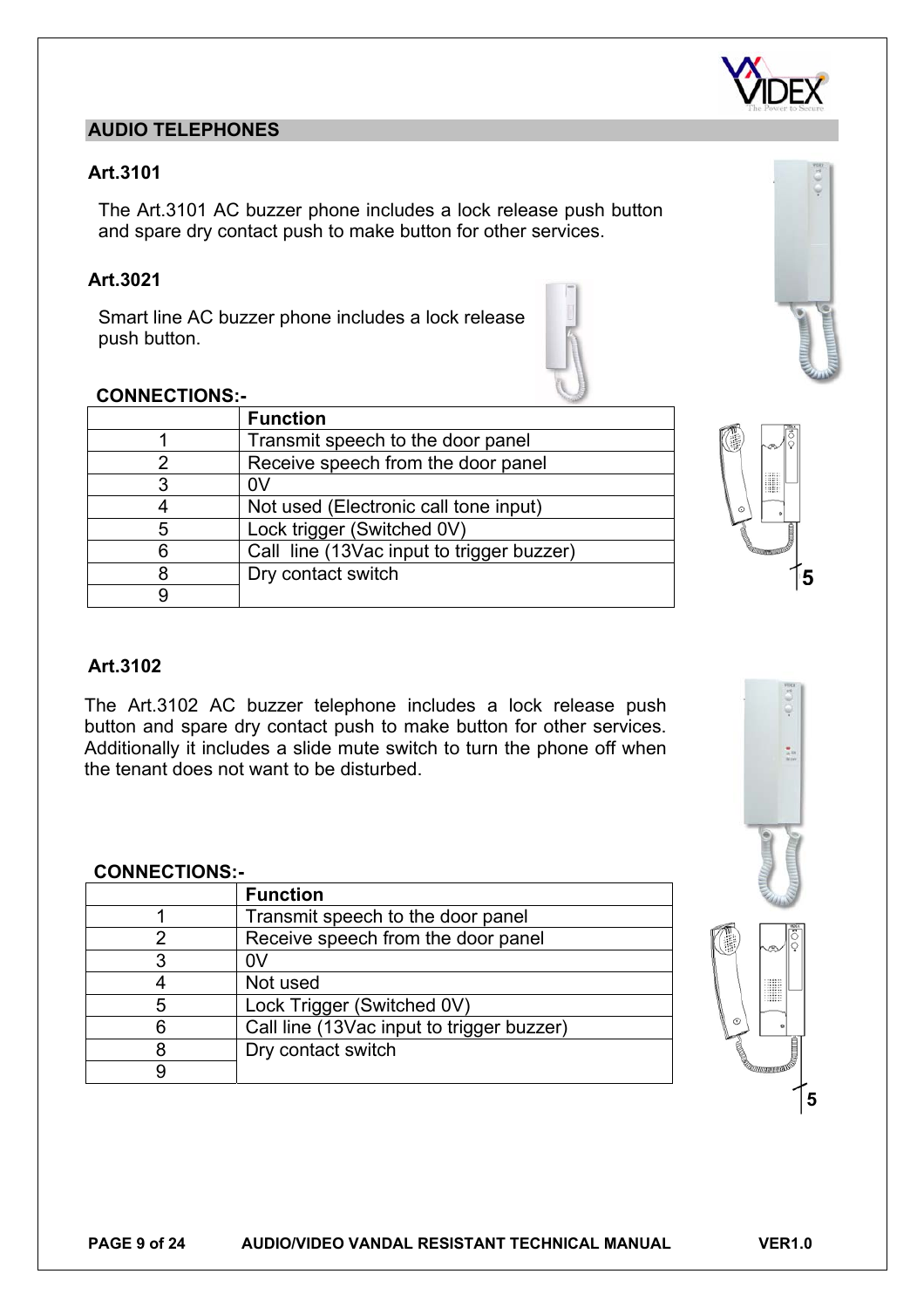## AUDIO TELEPHONES

### Art.3101

The Art.3101 AC buzzer phone includes a lock release push button and spare dry contact push to make button for other services.

### Art.3021

Smart line AC buzzer phone includes a lock release push button.

**CONNECTIONS:-**

| | Function |
|---|---|
| 1 | Transmit speech to the door panel |
| 2 | Receive speech from the door panel |
| 3 | 0V |
| 4 | Not used (Electronic call tone input) |
| 5 | Lock trigger (Switched 0V) |
| 6 | Call line (13Vac input to trigger buzzer) |
| 8 | Dry contact switch |
| 9 | |

5

### Art.3102

The Art.3102 AC buzzer telephone includes a lock release push button and spare dry contact push to make button for other services. Additionally it includes a slide mute switch to turn the phone off when the tenant does not want to be disturbed.

**CONNECTIONS:-**

| | Function |
|---|---|
| 1 | Transmit speech to the door panel |
| 2 | Receive speech from the door panel |
| 3 | 0V |
| 4 | Not used |
| 5 | Lock Trigger (Switched 0V) |
| 6 | Call line (13Vac input to trigger buzzer) |
| 8 | Dry contact switch |
| 9 | |

5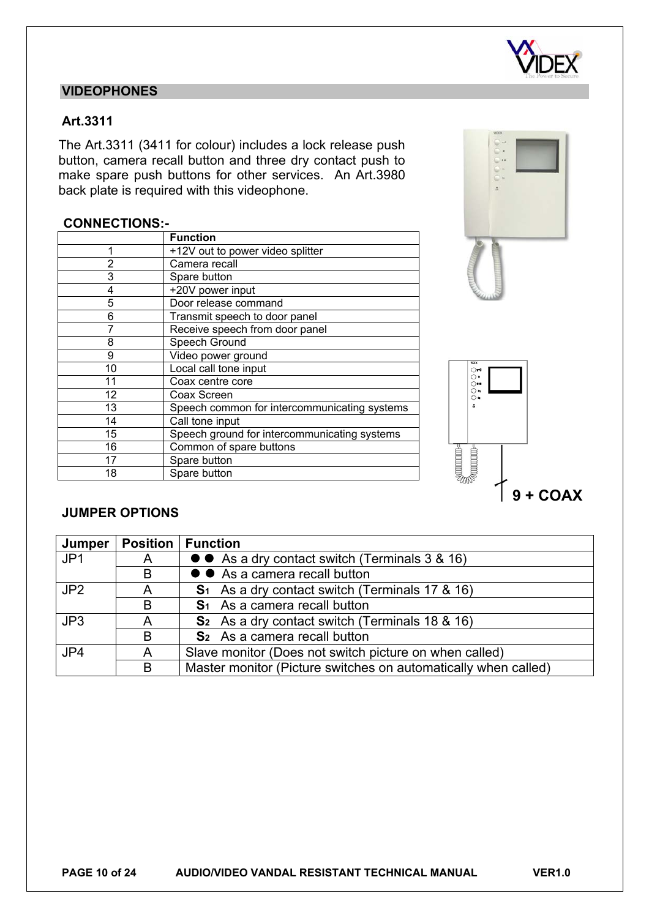## VIDEOPHONES

### Art.3311

The Art.3311 (3411 for colour) includes a lock release push button, camera recall button and three dry contact push to make spare push buttons for other services. An Art.3980 back plate is required with this videophone.

### CONNECTIONS:-

| | Function |
|---|---|
| 1 | +12V out to power video splitter |
| 2 | Camera recall |
| 3 | Spare button |
| 4 | +20V power input |
| 5 | Door release command |
| 6 | Transmit speech to door panel |
| 7 | Receive speech from door panel |
| 8 | Speech Ground |
| 9 | Video power ground |
| 10 | Local call tone input |
| 11 | Coax centre core |
| 12 | Coax Screen |
| 13 | Speech common for intercommunicating systems |
| 14 | Call tone input |
| 15 | Speech ground for intercommunicating systems |
| 16 | Common of spare buttons |
| 17 | Spare button |
| 18 | Spare button |

**9 + COAX**

### JUMPER OPTIONS

| Jumper | Position | Function |
|---|---|---|
| JP1 | A | ● ● As a dry contact switch (Terminals 3 & 16) |
| | B | ● ● As a camera recall button |
| JP2 | A | **$S_1$** As a dry contact switch (Terminals 17 & 16) |
| | B | **$S_1$** As a camera recall button |
| JP3 | A | **$S_2$** As a dry contact switch (Terminals 18 & 16) |
| | B | **$S_2$** As a camera recall button |
| JP4 | A | Slave monitor (Does not switch picture on when called) |
| | B | Master monitor (Picture switches on automatically when called) |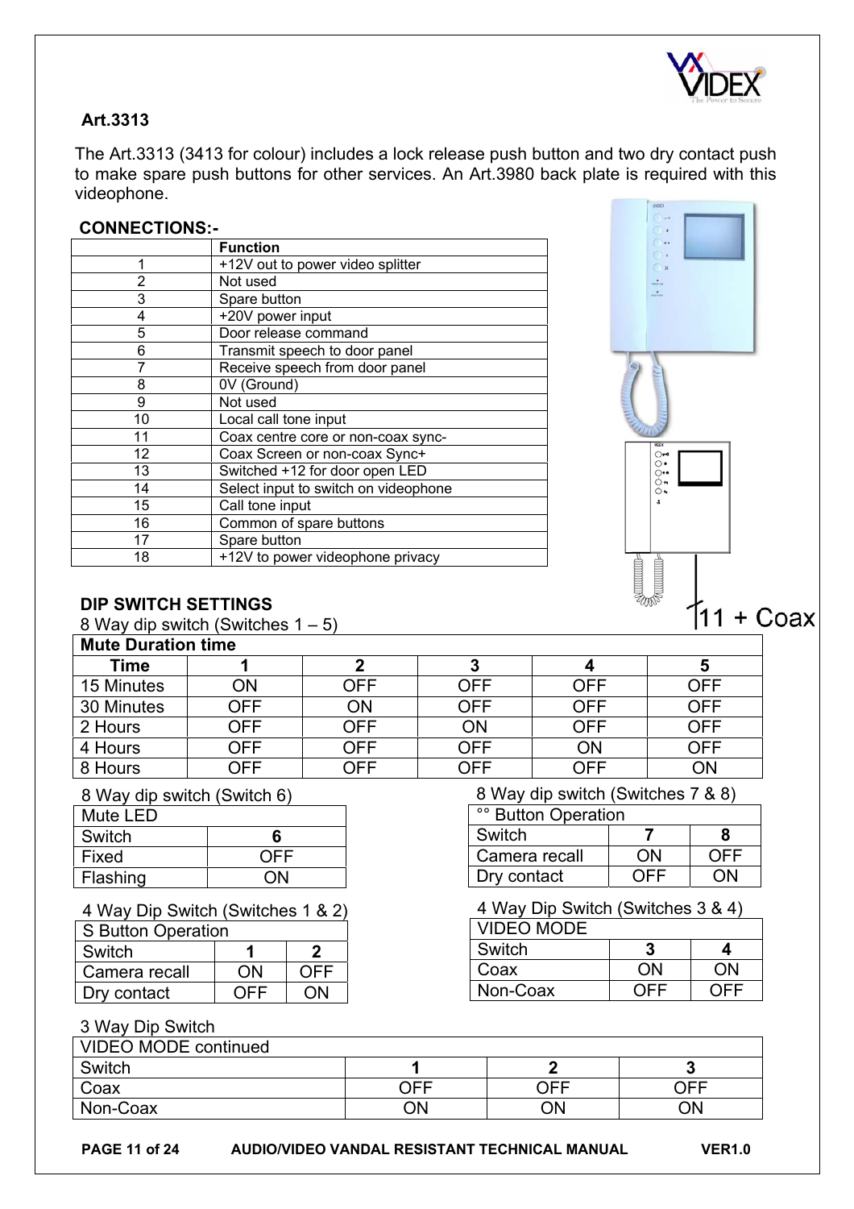## Art.3313

The Art.3313 (3413 for colour) includes a lock release push button and two dry contact push to make spare push buttons for other services. An Art.3980 back plate is required with this videophone.

### CONNECTIONS:-

| | Function |
|---|---|
| 1 | +12V out to power video splitter |
| 2 | Not used |
| 3 | Spare button |
| 4 | +20V power input |
| 5 | Door release command |
| 6 | Transmit speech to door panel |
| 7 | Receive speech from door panel |
| 8 | 0V (Ground) |
| 9 | Not used |
| 10 | Local call tone input |
| 11 | Coax centre core or non-coax sync- |
| 12 | Coax Screen or non-coax Sync+ |
| 13 | Switched +12 for door open LED |
| 14 | Select input to switch on videophone |
| 15 | Call tone input |
| 16 | Common of spare buttons |
| 17 | Spare button |
| 18 | +12V to power videophone privacy |

11 + Coax

### DIP SWITCH SETTINGS

8 Way dip switch (Switches 1 – 5)

| Mute Duration time | | | | | |
|---|---|---|---|---|---|
| **Time** | **1** | **2** | **3** | **4** | **5** |
| 15 Minutes | ON | OFF | OFF | OFF | OFF |
| 30 Minutes | OFF | ON | OFF | OFF | OFF |
| 2 Hours | OFF | OFF | ON | OFF | OFF |
| 4 Hours | OFF | OFF | OFF | ON | OFF |
| 8 Hours | OFF | OFF | OFF | OFF | ON |

8 Way dip switch (Switch 6)

| Mute LED | |
|---|---|
| Switch | **6** |
| Fixed | OFF |
| Flashing | ON |

8 Way dip switch (Switches 7 & 8)

| °° Button Operation | | |
|---|---|---|
| Switch | **7** | **8** |
| Camera recall | ON | OFF |
| Dry contact | OFF | ON |

4 Way Dip Switch (Switches 1 & 2)

| S Button Operation | | |
|---|---|---|
| Switch | **1** | **2** |
| Camera recall | ON | OFF |
| Dry contact | OFF | ON |

4 Way Dip Switch (Switches 3 & 4)

| VIDEO MODE | | |
|---|---|---|
| Switch | **3** | **4** |
| Coax | ON | ON |
| Non-Coax | OFF | OFF |

3 Way Dip Switch

| VIDEO MODE continued | | | |
|---|---|---|---|
| Switch | **1** | **2** | **3** |
| Coax | OFF | OFF | OFF |
| Non-Coax | ON | ON | ON |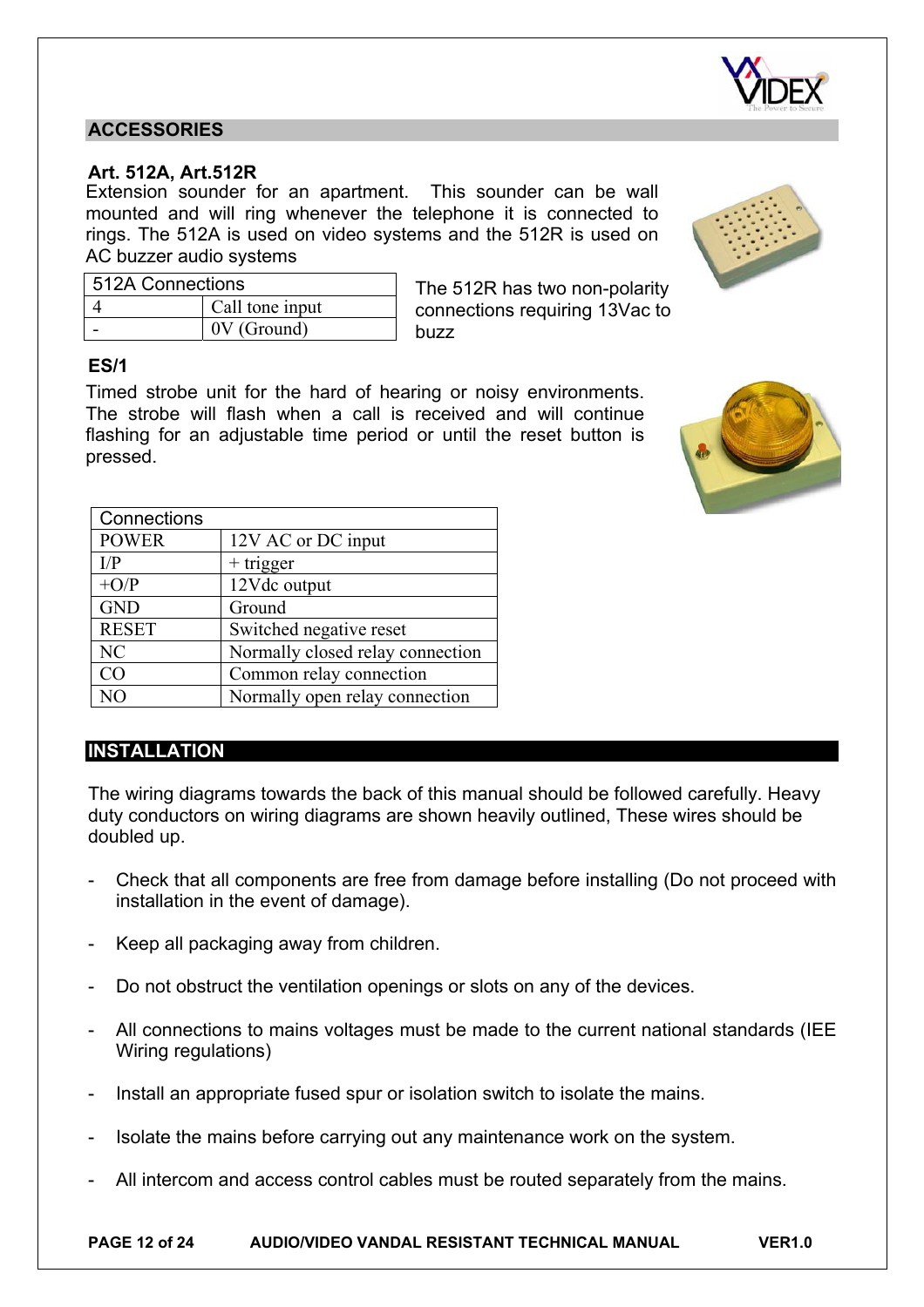## ACCESSORIES

### Art. 512A, Art.512R

Extension sounder for an apartment. This sounder can be wall mounted and will ring whenever the telephone it is connected to rings. The 512A is used on video systems and the 512R is used on AC buzzer audio systems

| 512A Connections | |
|---|---|
| 4 | Call tone input |
| - | 0V (Ground) |

The 512R has two non-polarity connections requiring 13Vac to buzz

### ES/1

Timed strobe unit for the hard of hearing or noisy environments. The strobe will flash when a call is received and will continue flashing for an adjustable time period or until the reset button is pressed.

| Connections | |
|---|---|
| POWER | 12V AC or DC input |
| I/P | + trigger |
| +O/P | 12Vdc output |
| GND | Ground |
| RESET | Switched negative reset |
| NC | Normally closed relay connection |
| CO | Common relay connection |
| NO | Normally open relay connection |

## INSTALLATION

The wiring diagrams towards the back of this manual should be followed carefully. Heavy duty conductors on wiring diagrams are shown heavily outlined, These wires should be doubled up.

- Check that all components are free from damage before installing (Do not proceed with installation in the event of damage).
- Keep all packaging away from children.
- Do not obstruct the ventilation openings or slots on any of the devices.
- All connections to mains voltages must be made to the current national standards (IEE Wiring regulations)
- Install an appropriate fused spur or isolation switch to isolate the mains.
- Isolate the mains before carrying out any maintenance work on the system.
- All intercom and access control cables must be routed separately from the mains.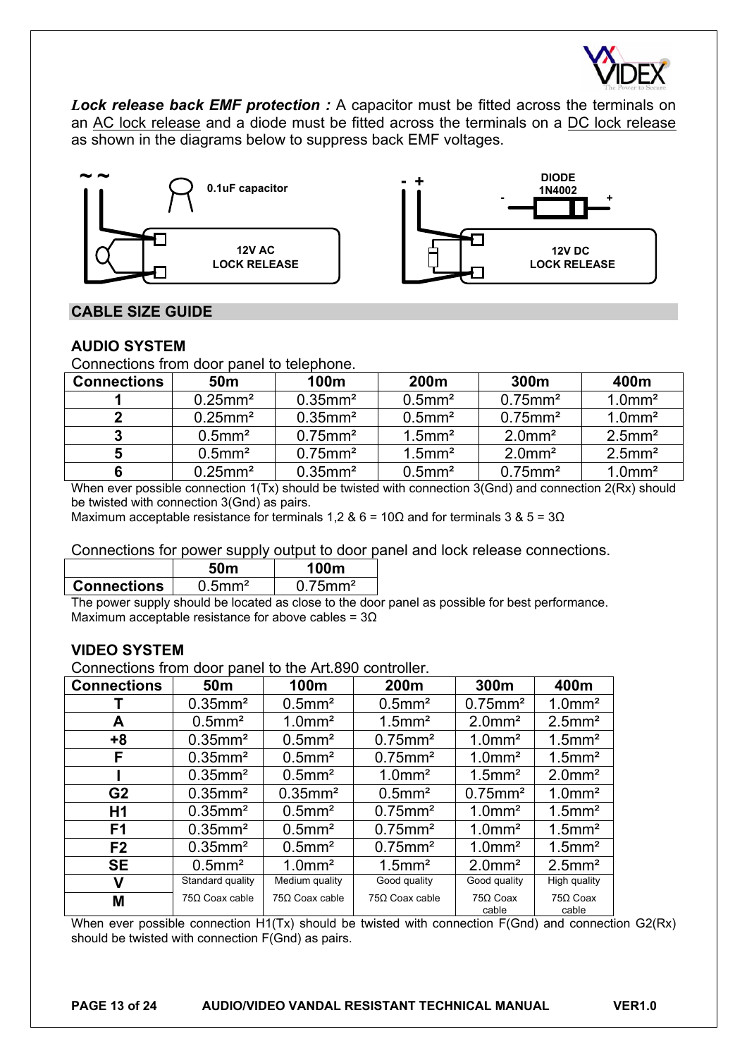***Lock release back EMF protection :*** A capacitor must be fitted across the terminals on an AC lock release and a diode must be fitted across the terminals on a DC lock release as shown in the diagrams below to suppress back EMF voltages.

~ ~ 0.1uF capacitor 12V AC LOCK RELEASE

\- + DIODE 1N4002 - + 12V DC LOCK RELEASE

## CABLE SIZE GUIDE

### AUDIO SYSTEM

Connections from door panel to telephone.

| Connections | 50m | 100m | 200m | 300m | 400m |
|---|---|---|---|---|---|
| 1 | 0.25mm² | 0.35mm² | 0.5mm² | 0.75mm² | 1.0mm² |
| 2 | 0.25mm² | 0.35mm² | 0.5mm² | 0.75mm² | 1.0mm² |
| 3 | 0.5mm² | 0.75mm² | 1.5mm² | 2.0mm² | 2.5mm² |
| 5 | 0.5mm² | 0.75mm² | 1.5mm² | 2.0mm² | 2.5mm² |
| 6 | 0.25mm² | 0.35mm² | 0.5mm² | 0.75mm² | 1.0mm² |

When ever possible connection 1(Tx) should be twisted with connection 3(Gnd) and connection 2(Rx) should be twisted with connection 3(Gnd) as pairs.
Maximum acceptable resistance for terminals 1,2 & 6 = 10Ω and for terminals 3 & 5 = 3Ω

Connections for power supply output to door panel and lock release connections.

| | 50m | 100m |
|---|---|---|
| **Connections** | 0.5mm² | 0.75mm² |

The power supply should be located as close to the door panel as possible for best performance.
Maximum acceptable resistance for above cables = 3Ω

### VIDEO SYSTEM

Connections from door panel to the Art.890 controller.

| Connections | 50m | 100m | 200m | 300m | 400m |
|---|---|---|---|---|---|
| T | 0.35mm² | 0.5mm² | 0.5mm² | 0.75mm² | 1.0mm² |
| A | 0.5mm² | 1.0mm² | 1.5mm² | 2.0mm² | 2.5mm² |
| +8 | 0.35mm² | 0.5mm² | 0.75mm² | 1.0mm² | 1.5mm² |
| F | 0.35mm² | 0.5mm² | 0.75mm² | 1.0mm² | 1.5mm² |
| I | 0.35mm² | 0.5mm² | 1.0mm² | 1.5mm² | 2.0mm² |
| G2 | 0.35mm² | 0.35mm² | 0.5mm² | 0.75mm² | 1.0mm² |
| H1 | 0.35mm² | 0.5mm² | 0.75mm² | 1.0mm² | 1.5mm² |
| F1 | 0.35mm² | 0.5mm² | 0.75mm² | 1.0mm² | 1.5mm² |
| F2 | 0.35mm² | 0.5mm² | 0.75mm² | 1.0mm² | 1.5mm² |
| SE | 0.5mm² | 1.0mm² | 1.5mm² | 2.0mm² | 2.5mm² |
| V<br>M | Standard quality 75Ω Coax cable | Medium quality 75Ω Coax cable | Good quality 75Ω Coax cable | Good quality 75Ω Coax cable | High quality 75Ω Coax cable |

When ever possible connection H1(Tx) should be twisted with connection F(Gnd) and connection G2(Rx) should be twisted with connection F(Gnd) as pairs.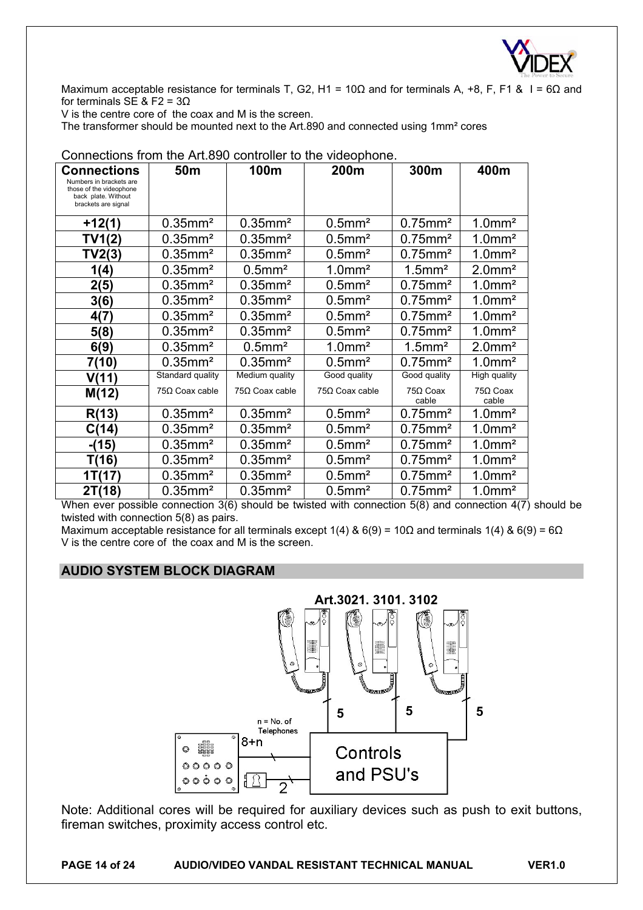Maximum acceptable resistance for terminals T, G2, H1 = 10Ω and for terminals A, +8, F, F1 & I = 6Ω and for terminals SE & F2 = 3Ω

V is the centre core of the coax and M is the screen.

The transformer should be mounted next to the Art.890 and connected using 1mm² cores

Connections from the Art.890 controller to the videophone.

| **Connections** Numbers in brackets are those of the videophone back plate. Without brackets are signal | 50m | 100m | 200m | 300m | 400m |
|---|---|---|---|---|---|
| **+12(1)** | 0.35mm² | 0.35mm² | 0.5mm² | 0.75mm² | 1.0mm² |
| **TV1(2)** | 0.35mm² | 0.35mm² | 0.5mm² | 0.75mm² | 1.0mm² |
| **TV2(3)** | 0.35mm² | 0.35mm² | 0.5mm² | 0.75mm² | 1.0mm² |
| **1(4)** | 0.35mm² | 0.5mm² | 1.0mm² | 1.5mm² | 2.0mm² |
| **2(5)** | 0.35mm² | 0.35mm² | 0.5mm² | 0.75mm² | 1.0mm² |
| **3(6)** | 0.35mm² | 0.35mm² | 0.5mm² | 0.75mm² | 1.0mm² |
| **4(7)** | 0.35mm² | 0.35mm² | 0.5mm² | 0.75mm² | 1.0mm² |
| **5(8)** | 0.35mm² | 0.35mm² | 0.5mm² | 0.75mm² | 1.0mm² |
| **6(9)** | 0.35mm² | 0.5mm² | 1.0mm² | 1.5mm² | 2.0mm² |
| **7(10)** | 0.35mm² | 0.35mm² | 0.5mm² | 0.75mm² | 1.0mm² |
| **V(11)** | Standard quality | Medium quality | Good quality | Good quality | High quality |
| **M(12)** | 75Ω Coax cable | 75Ω Coax cable | 75Ω Coax cable | 75Ω Coax cable | 75Ω Coax cable |
| **R(13)** | 0.35mm² | 0.35mm² | 0.5mm² | 0.75mm² | 1.0mm² |
| **C(14)** | 0.35mm² | 0.35mm² | 0.5mm² | 0.75mm² | 1.0mm² |
| **-(15)** | 0.35mm² | 0.35mm² | 0.5mm² | 0.75mm² | 1.0mm² |
| **T(16)** | 0.35mm² | 0.35mm² | 0.5mm² | 0.75mm² | 1.0mm² |
| **1T(17)** | 0.35mm² | 0.35mm² | 0.5mm² | 0.75mm² | 1.0mm² |
| **2T(18)** | 0.35mm² | 0.35mm² | 0.5mm² | 0.75mm² | 1.0mm² |

When ever possible connection 3(6) should be twisted with connection 5(8) and connection 4(7) should be twisted with connection 5(8) as pairs.

Maximum acceptable resistance for all terminals except 1(4) & 6(9) = 10Ω and terminals 1(4) & 6(9) = 6Ω

V is the centre core of the coax and M is the screen.

## AUDIO SYSTEM BLOCK DIAGRAM

Art.3021. 3101. 3102

5 5 5

n = No. of Telephones

8+n

Controls and PSU's

2

Note: Additional cores will be required for auxiliary devices such as push to exit buttons, fireman switches, proximity access control etc.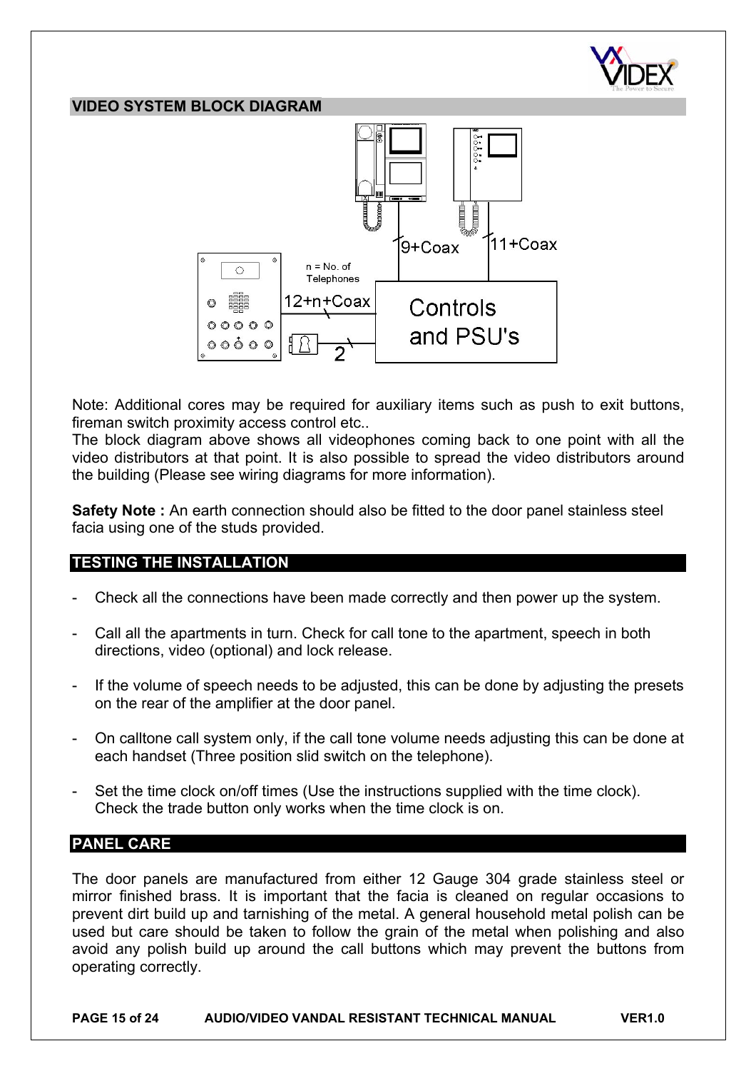## VIDEO SYSTEM BLOCK DIAGRAM

Note: Additional cores may be required for auxiliary items such as push to exit buttons, fireman switch proximity access control etc..
The block diagram above shows all videophones coming back to one point with all the video distributors at that point. It is also possible to spread the video distributors around the building (Please see wiring diagrams for more information).

**Safety Note :** An earth connection should also be fitted to the door panel stainless steel facia using one of the studs provided.

## TESTING THE INSTALLATION

- Check all the connections have been made correctly and then power up the system.
- Call all the apartments in turn. Check for call tone to the apartment, speech in both directions, video (optional) and lock release.
- If the volume of speech needs to be adjusted, this can be done by adjusting the presets on the rear of the amplifier at the door panel.
- On calltone call system only, if the call tone volume needs adjusting this can be done at each handset (Three position slid switch on the telephone).
- Set the time clock on/off times (Use the instructions supplied with the time clock). Check the trade button only works when the time clock is on.

## PANEL CARE

The door panels are manufactured from either 12 Gauge 304 grade stainless steel or mirror finished brass. It is important that the facia is cleaned on regular occasions to prevent dirt build up and tarnishing of the metal. A general household metal polish can be used but care should be taken to follow the grain of the metal when polishing and also avoid any polish build up around the call buttons which may prevent the buttons from operating correctly.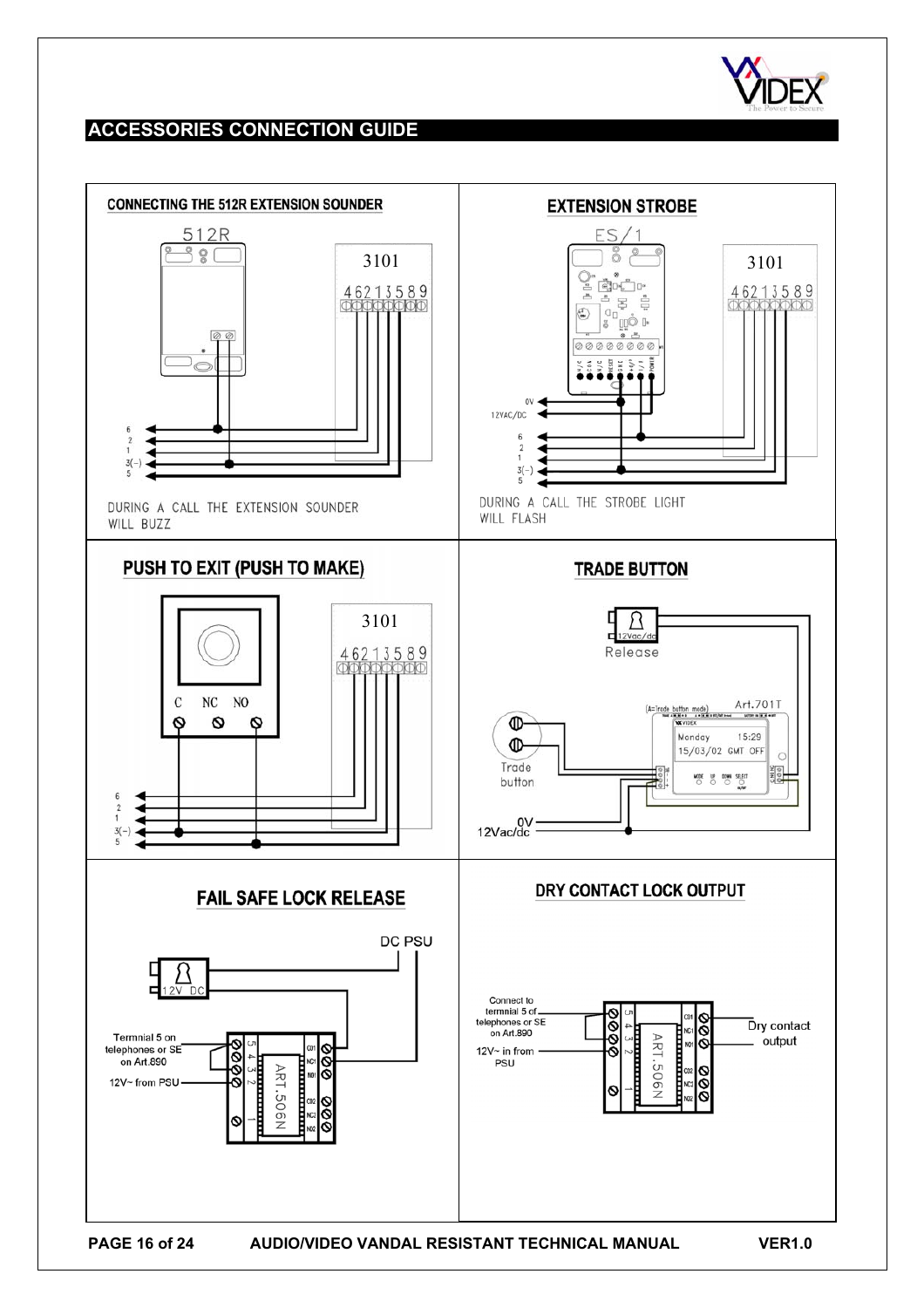## ACCESSORIES CONNECTION GUIDE

### CONNECTING THE 512R EXTENSION SOUNDER

512R

3101

4 6 2 1 3 5 8 9

6
2
1
3(-)
5

DURING A CALL THE EXTENSION SOUNDER WILL BUZZ

### EXTENSION STROBE

ES/1

3101

4 6 2 1 3 5 8 9

0V
12VAC/DC

6
2
1
3(-)
5

DURING A CALL THE STROBE LIGHT WILL FLASH

### PUSH TO EXIT (PUSH TO MAKE)

C NC NO

3101

4 6 2 1 3 5 8 9

6
2
1
3(-)
5

### TRADE BUTTON

12Vac/dc

Release

Art.701T

Trade button

0V
12Vac/dc

### FAIL SAFE LOCK RELEASE

DC PSU

12V DC

Terminal 5 on telephones or SE on Art.890

12V~ from PSU

ART.506N

### DRY CONTACT LOCK OUTPUT

Connect to terminal 5 of telephones or SE on Art.890

12V~ in from PSU

ART.506N

Dry contact output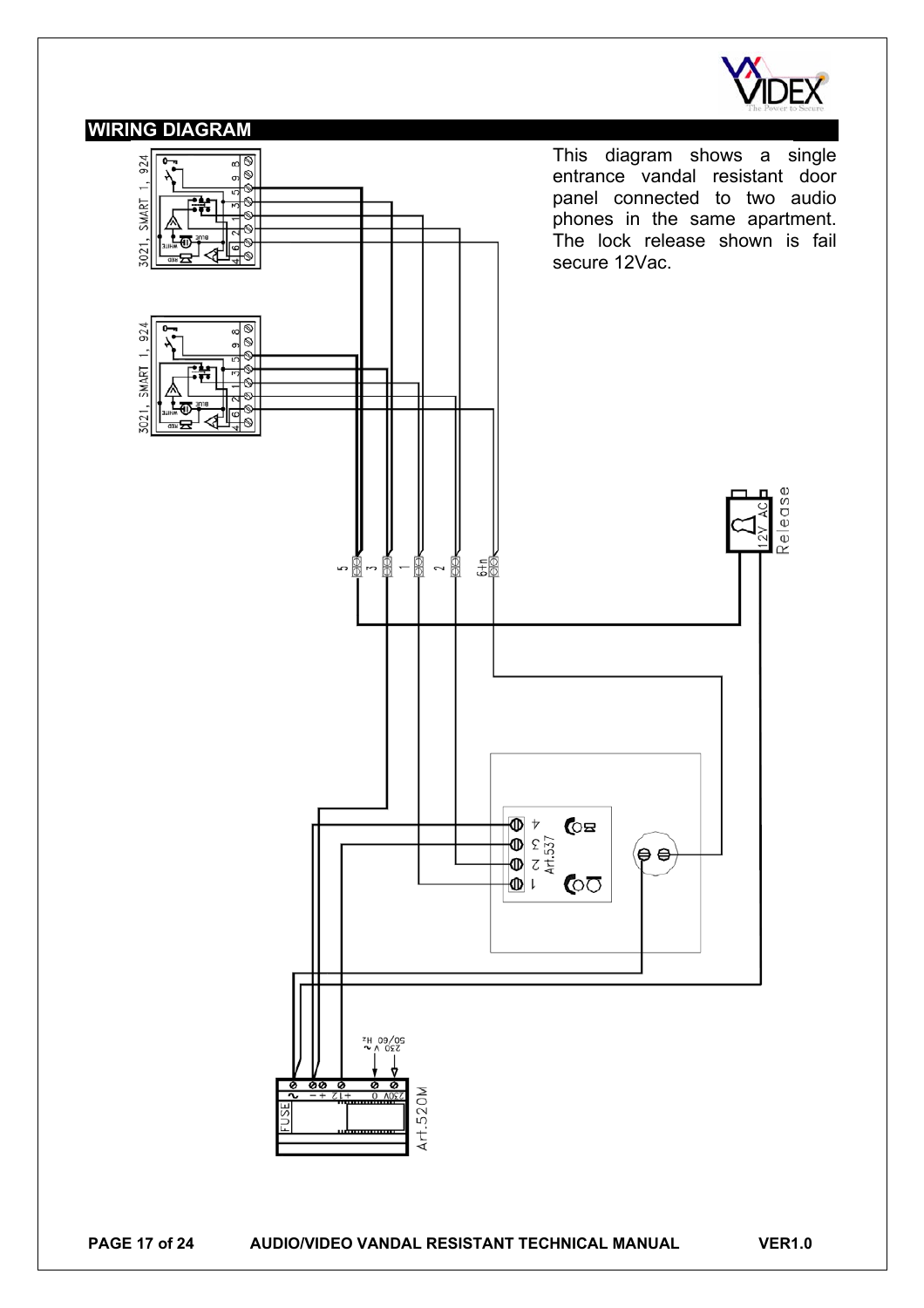## WIRING DIAGRAM

This diagram shows a single entrance vandal resistant door panel connected to two audio phones in the same apartment. The lock release shown is fail secure 12Vac.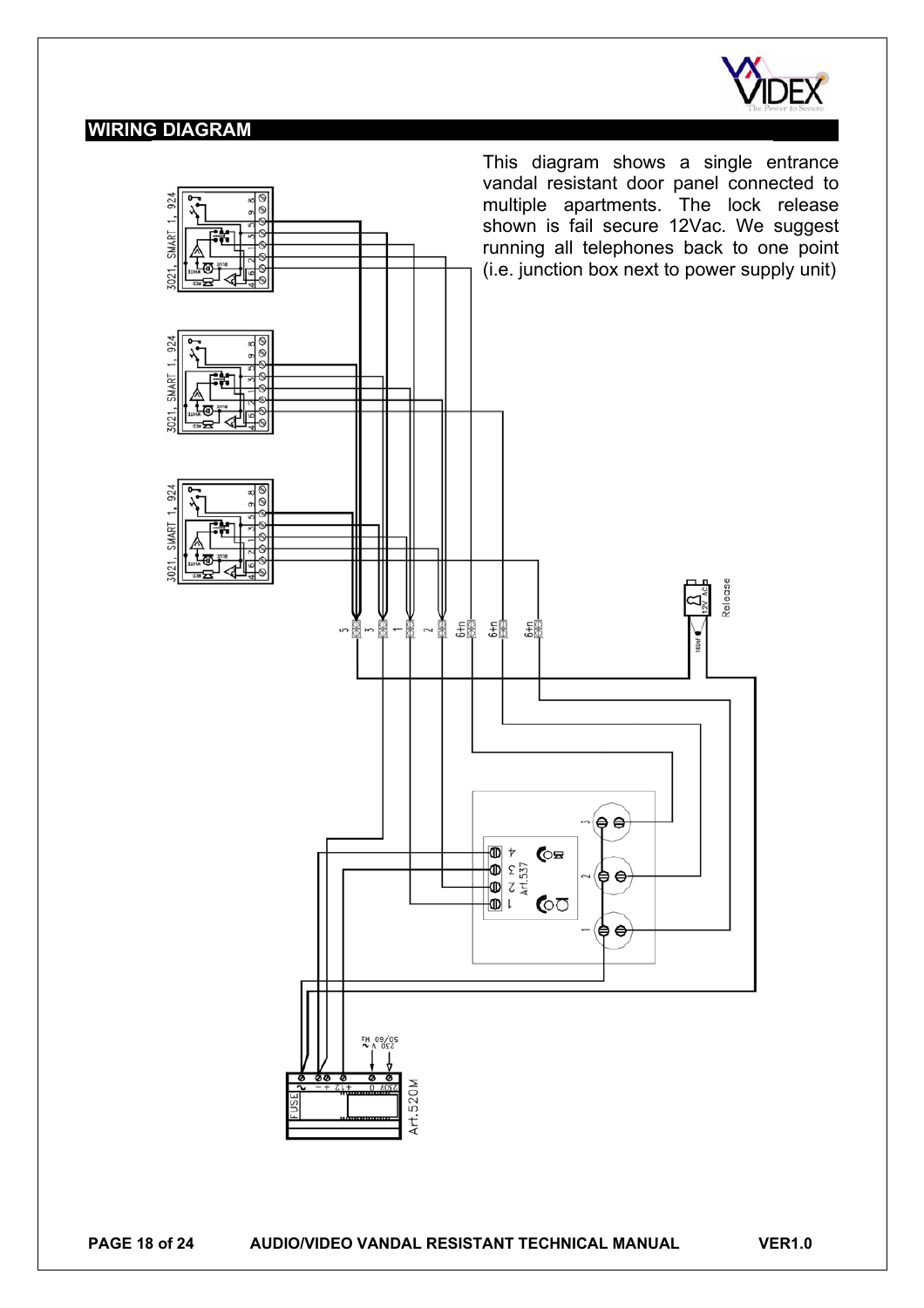## WIRING DIAGRAM

This diagram shows a single entrance vandal resistant door panel connected to multiple apartments. The lock release shown is fail secure 12Vac. We suggest running all telephones back to one point (i.e. junction box next to power supply unit)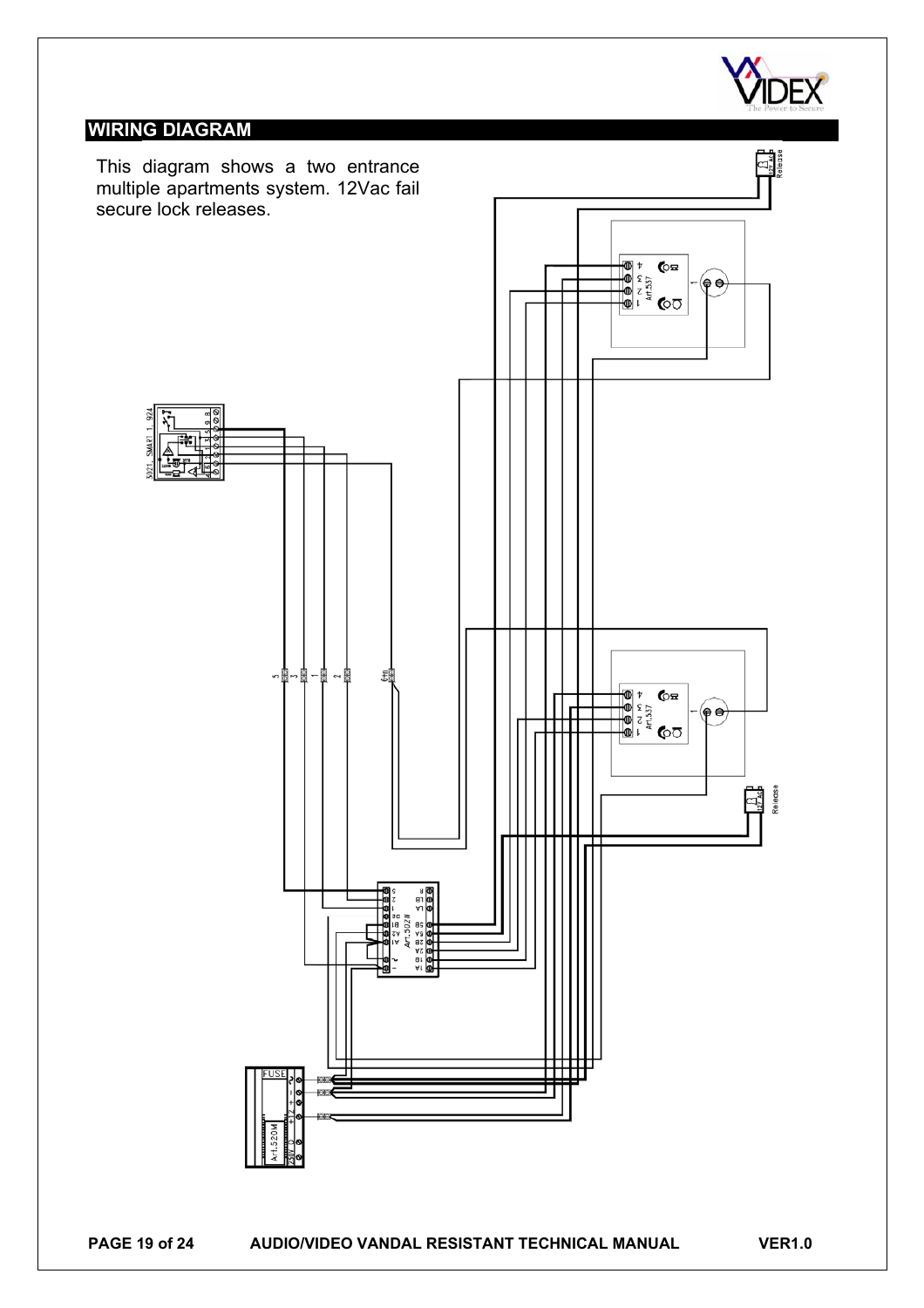## WIRING DIAGRAM

This diagram shows a two entrance multiple apartments system. 12Vac fail secure lock releases.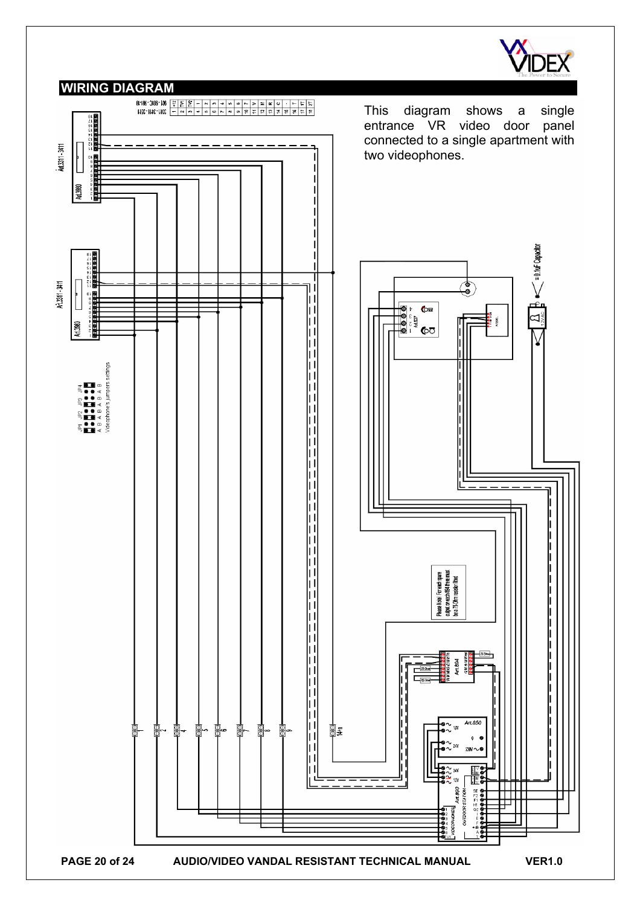## WIRING DIAGRAM

This diagram shows a single entrance VR video door panel connected to a single apartment with two videophones.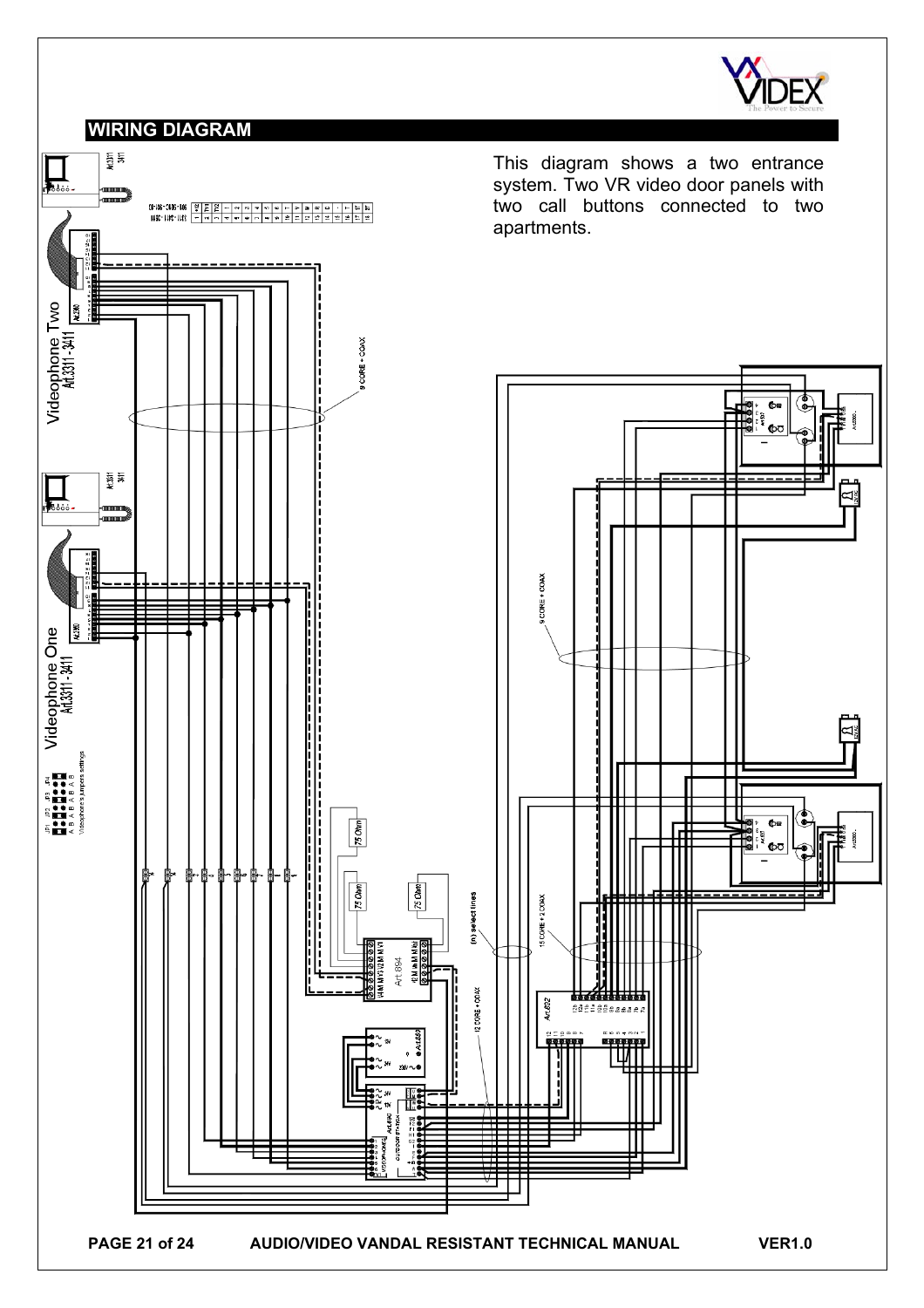## WIRING DIAGRAM

This diagram shows a two entrance system. Two VR video door panels with two call buttons connected to two apartments.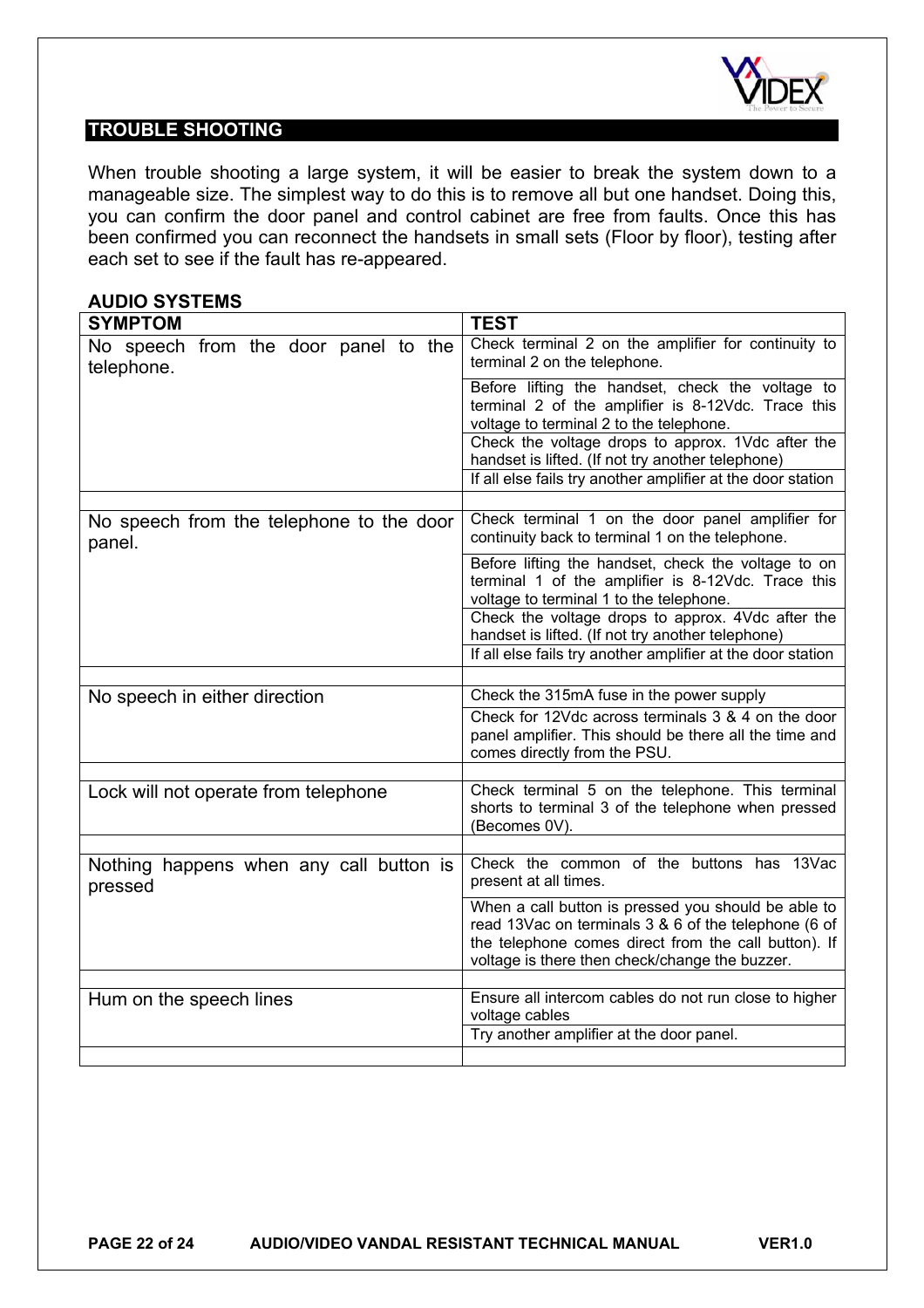## TROUBLE SHOOTING

When trouble shooting a large system, it will be easier to break the system down to a manageable size. The simplest way to do this is to remove all but one handset. Doing this, you can confirm the door panel and control cabinet are free from faults. Once this has been confirmed you can reconnect the handsets in small sets (Floor by floor), testing after each set to see if the fault has re-appeared.

### AUDIO SYSTEMS

| SYMPTOM | TEST |
|---|---|
| No speech from the door panel to the telephone. | Check terminal 2 on the amplifier for continuity to terminal 2 on the telephone. |
| | Before lifting the handset, check the voltage to terminal 2 of the amplifier is 8-12Vdc. Trace this voltage to terminal 2 to the telephone. |
| | Check the voltage drops to approx. 1Vdc after the handset is lifted. (If not try another telephone) |
| | If all else fails try another amplifier at the door station |
| | |
| No speech from the telephone to the door panel. | Check terminal 1 on the door panel amplifier for continuity back to terminal 1 on the telephone. |
| | Before lifting the handset, check the voltage to on terminal 1 of the amplifier is 8-12Vdc. Trace this voltage to terminal 1 to the telephone. |
| | Check the voltage drops to approx. 4Vdc after the handset is lifted. (If not try another telephone) |
| | If all else fails try another amplifier at the door station |
| | |
| No speech in either direction | Check the 315mA fuse in the power supply |
| | Check for 12Vdc across terminals 3 & 4 on the door panel amplifier. This should be there all the time and comes directly from the PSU. |
| | |
| Lock will not operate from telephone | Check terminal 5 on the telephone. This terminal shorts to terminal 3 of the telephone when pressed (Becomes 0V). |
| | |
| Nothing happens when any call button is pressed | Check the common of the buttons has 13Vac present at all times. |
| | When a call button is pressed you should be able to read 13Vac on terminals 3 & 6 of the telephone (6 of the telephone comes direct from the call button). If voltage is there then check/change the buzzer. |
| | |
| Hum on the speech lines | Ensure all intercom cables do not run close to higher voltage cables |
| | Try another amplifier at the door panel. |
| | |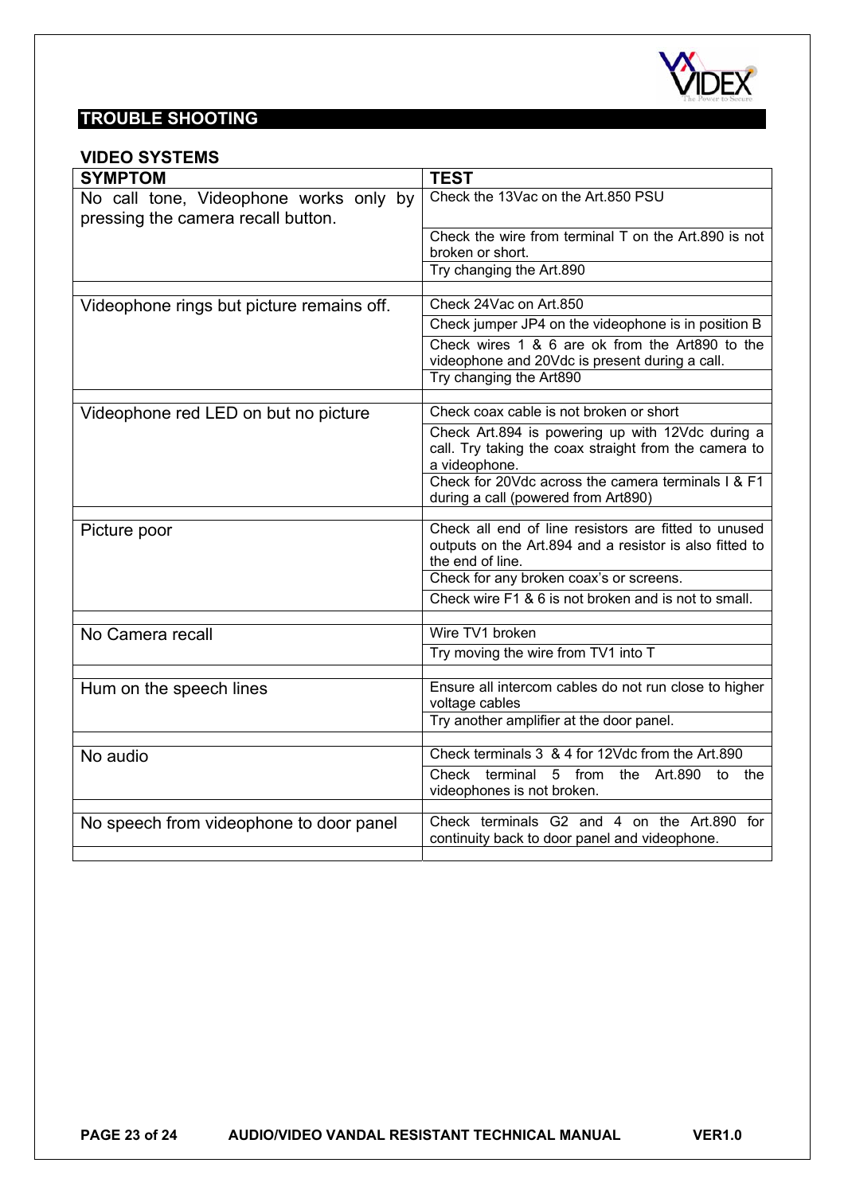## TROUBLE SHOOTING

### VIDEO SYSTEMS

| SYMPTOM | TEST |
|---|---|
| No call tone, Videophone works only by pressing the camera recall button. | Check the 13Vac on the Art.850 PSU |
| | Check the wire from terminal T on the Art.890 is not broken or short. |
| | Try changing the Art.890 |
| | |
| Videophone rings but picture remains off. | Check 24Vac on Art.850 |
| | Check jumper JP4 on the videophone is in position B |
| | Check wires 1 & 6 are ok from the Art890 to the videophone and 20Vdc is present during a call. |
| | Try changing the Art890 |
| | |
| Videophone red LED on but no picture | Check coax cable is not broken or short |
| | Check Art.894 is powering up with 12Vdc during a call. Try taking the coax straight from the camera to a videophone. |
| | Check for 20Vdc across the camera terminals I & F1 during a call (powered from Art890) |
| | |
| Picture poor | Check all end of line resistors are fitted to unused outputs on the Art.894 and a resistor is also fitted to the end of line. |
| | Check for any broken coax's or screens. |
| | Check wire F1 & 6 is not broken and is not to small. |
| | |
| No Camera recall | Wire TV1 broken |
| | Try moving the wire from TV1 into T |
| | |
| Hum on the speech lines | Ensure all intercom cables do not run close to higher voltage cables |
| | Try another amplifier at the door panel. |
| | |
| No audio | Check terminals 3 & 4 for 12Vdc from the Art.890 |
| | Check terminal 5 from the Art.890 to the videophones is not broken. |
| | |
| No speech from videophone to door panel | Check terminals G2 and 4 on the Art.890 for continuity back to door panel and videophone. |
| | |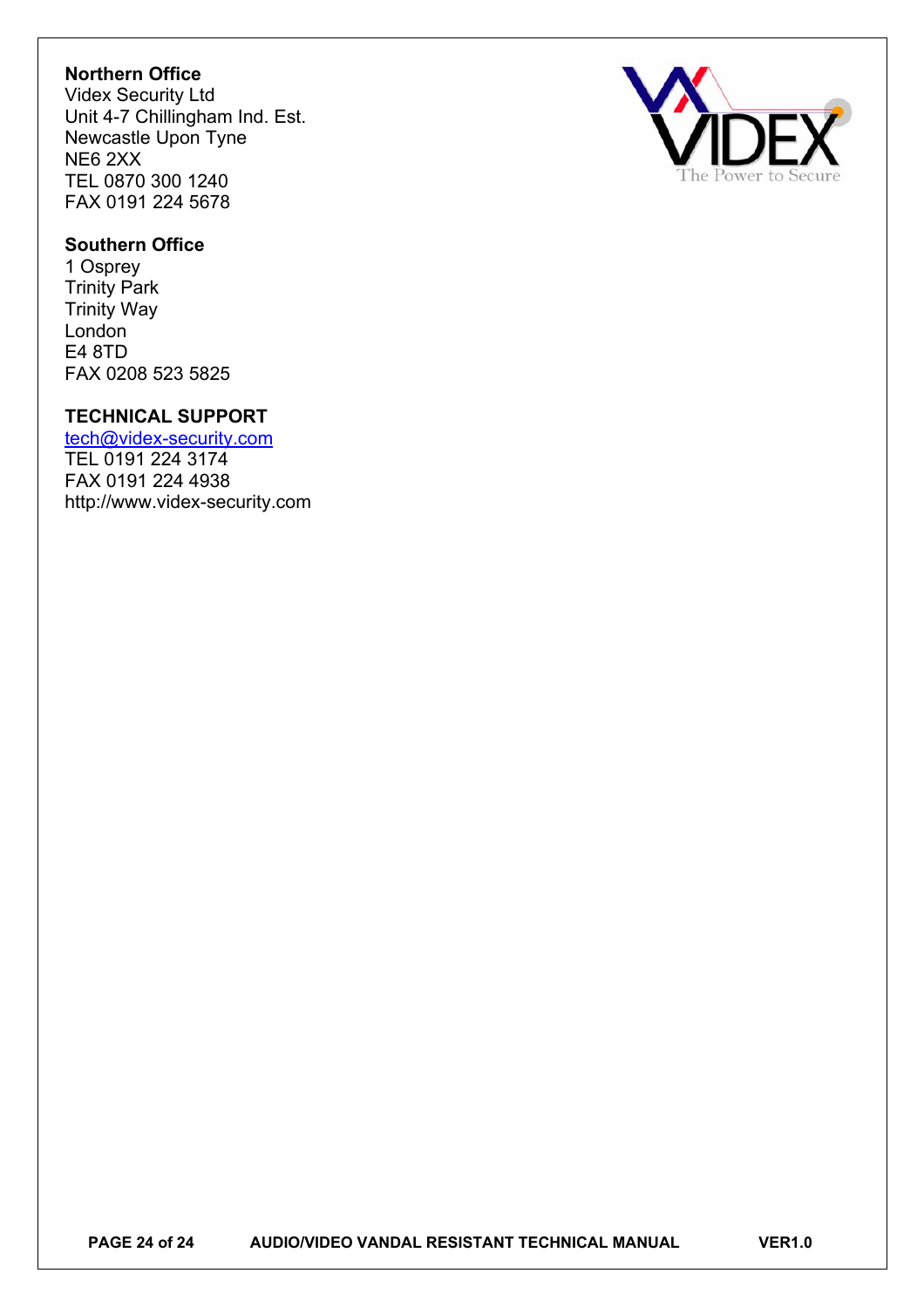**Northern Office**
Videx Security Ltd
Unit 4-7 Chillingham Ind. Est.
Newcastle Upon Tyne
NE6 2XX
TEL 0870 300 1240
FAX 0191 224 5678

**Southern Office**
1 Osprey
Trinity Park
Trinity Way
London
E4 8TD
FAX 0208 523 5825

**TECHNICAL SUPPORT**
tech@videx-security.com
TEL 0191 224 3174
FAX 0191 224 4938
http://www.videx-security.com